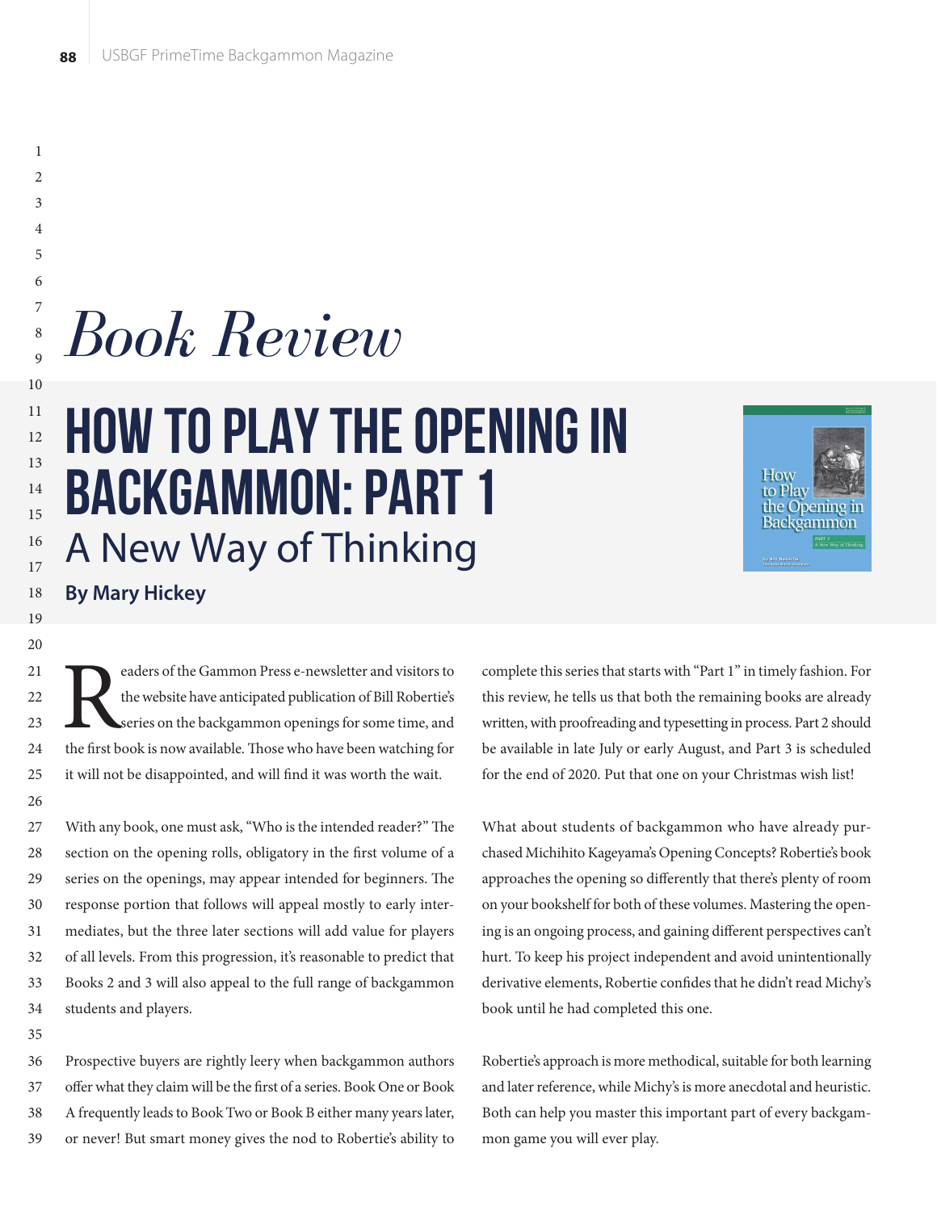# *Book Review*

## HOW TO PLAY THE OPENING IN BACKGAMMON: PART 1

### A New Way of Thinking

**By Mary Hickey**

Readers of the Gammon Press e-newsletter and visitors to the website have anticipated publication of Bill Robertie's series on the backgammon openings for some time, and the first book is now available. Those who have been watching for it will not be disappointed, and will find it was worth the wait.

With any book, one must ask, "Who is the intended reader?" The section on the opening rolls, obligatory in the first volume of a series on the openings, may appear intended for beginners. The response portion that follows will appeal mostly to early intermediates, but the three later sections will add value for players of all levels. From this progression, it's reasonable to predict that Books 2 and 3 will also appeal to the full range of backgammon students and players.

Prospective buyers are rightly leery when backgammon authors offer what they claim will be the first of a series. Book One or Book A frequently leads to Book Two or Book B either many years later, or never! But smart money gives the nod to Robertie's ability to complete this series that starts with "Part 1" in timely fashion. For this review, he tells us that both the remaining books are already written, with proofreading and typesetting in process. Part 2 should be available in late July or early August, and Part 3 is scheduled for the end of 2020. Put that one on your Christmas wish list!

What about students of backgammon who have already purchased Michihito Kageyama's Opening Concepts? Robertie's book approaches the opening so differently that there's plenty of room on your bookshelf for both of these volumes. Mastering the opening is an ongoing process, and gaining different perspectives can't hurt. To keep his project independent and avoid unintentionally derivative elements, Robertie confides that he didn't read Michy's book until he had completed this one.

Robertie's approach is more methodical, suitable for both learning and later reference, while Michy's is more anecdotal and heuristic. Both can help you master this important part of every backgammon game you will ever play.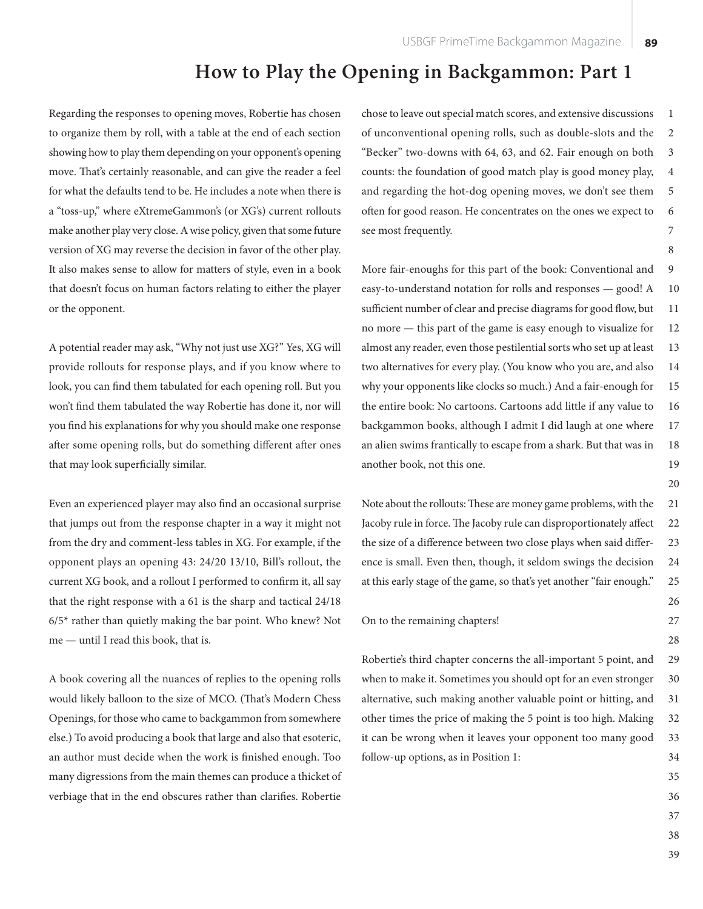# How to Play the Opening in Backgammon: Part 1

Regarding the responses to opening moves, Robertie has chosen to organize them by roll, with a table at the end of each section showing how to play them depending on your opponent's opening move. That's certainly reasonable, and can give the reader a feel for what the defaults tend to be. He includes a note when there is a "toss-up," where eXtremeGammon's (or XG's) current rollouts make another play very close. A wise policy, given that some future version of XG may reverse the decision in favor of the other play. It also makes sense to allow for matters of style, even in a book that doesn't focus on human factors relating to either the player or the opponent.

A potential reader may ask, "Why not just use XG?" Yes, XG will provide rollouts for response plays, and if you know where to look, you can find them tabulated for each opening roll. But you won't find them tabulated the way Robertie has done it, nor will you find his explanations for why you should make one response after some opening rolls, but do something different after ones that may look superficially similar.

Even an experienced player may also find an occasional surprise that jumps out from the response chapter in a way it might not from the dry and comment-less tables in XG. For example, if the opponent plays an opening 43: 24/20 13/10, Bill's rollout, the current XG book, and a rollout I performed to confirm it, all say that the right response with a 61 is the sharp and tactical 24/18 6/5* rather than quietly making the bar point. Who knew? Not me — until I read this book, that is.

A book covering all the nuances of replies to the opening rolls would likely balloon to the size of MCO. (That's Modern Chess Openings, for those who came to backgammon from somewhere else.) To avoid producing a book that large and also that esoteric, an author must decide when the work is finished enough. Too many digressions from the main themes can produce a thicket of verbiage that in the end obscures rather than clarifies. Robertie chose to leave out special match scores, and extensive discussions of unconventional opening rolls, such as double-slots and the "Becker" two-downs with 64, 63, and 62. Fair enough on both counts: the foundation of good match play is good money play, and regarding the hot-dog opening moves, we don't see them often for good reason. He concentrates on the ones we expect to see most frequently.

More fair-enoughs for this part of the book: Conventional and easy-to-understand notation for rolls and responses — good! A sufficient number of clear and precise diagrams for good flow, but no more — this part of the game is easy enough to visualize for almost any reader, even those pestilential sorts who set up at least two alternatives for every play. (You know who you are, and also why your opponents like clocks so much.) And a fair-enough for the entire book: No cartoons. Cartoons add little if any value to backgammon books, although I admit I did laugh at one where an alien swims frantically to escape from a shark. But that was in another book, not this one.

Note about the rollouts: These are money game problems, with the Jacoby rule in force. The Jacoby rule can disproportionately affect the size of a difference between two close plays when said difference is small. Even then, though, it seldom swings the decision at this early stage of the game, so that's yet another "fair enough."

On to the remaining chapters!

Robertie's third chapter concerns the all-important 5 point, and when to make it. Sometimes you should opt for an even stronger alternative, such making another valuable point or hitting, and other times the price of making the 5 point is too high. Making it can be wrong when it leaves your opponent too many good follow-up options, as in Position 1: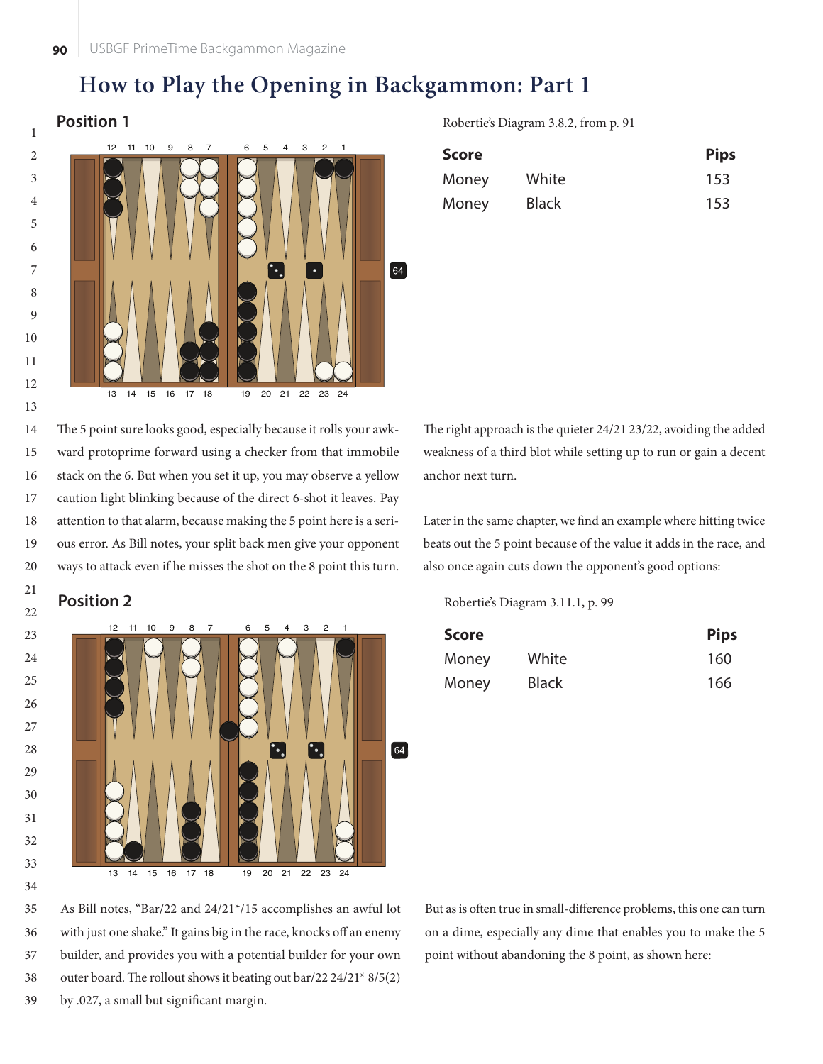# How to Play the Opening in Backgammon: Part 1

## Position 1

Robertie's Diagram 3.8.2, from p. 91

| Score | | Pips |
|---|---|---|
| Money | White | 153 |
| Money | Black | 153 |

The 5 point sure looks good, especially because it rolls your awkward protoprime forward using a checker from that immobile stack on the 6. But when you set it up, you may observe a yellow caution light blinking because of the direct 6-shot it leaves. Pay attention to that alarm, because making the 5 point here is a serious error. As Bill notes, your split back men give your opponent ways to attack even if he misses the shot on the 8 point this turn.

The right approach is the quieter 24/21 23/22, avoiding the added weakness of a third blot while setting up to run or gain a decent anchor next turn.

Later in the same chapter, we find an example where hitting twice beats out the 5 point because of the value it adds in the race, and also once again cuts down the opponent's good options:

## Position 2

Robertie's Diagram 3.11.1, p. 99

| Score | | Pips |
|---|---|---|
| Money | White | 160 |
| Money | Black | 166 |

As Bill notes, "Bar/22 and 24/21*/15 accomplishes an awful lot with just one shake." It gains big in the race, knocks off an enemy builder, and provides you with a potential builder for your own outer board. The rollout shows it beating out bar/22 24/21* 8/5(2) by .027, a small but significant margin.

But as is often true in small-difference problems, this one can turn on a dime, especially any dime that enables you to make the 5 point without abandoning the 8 point, as shown here: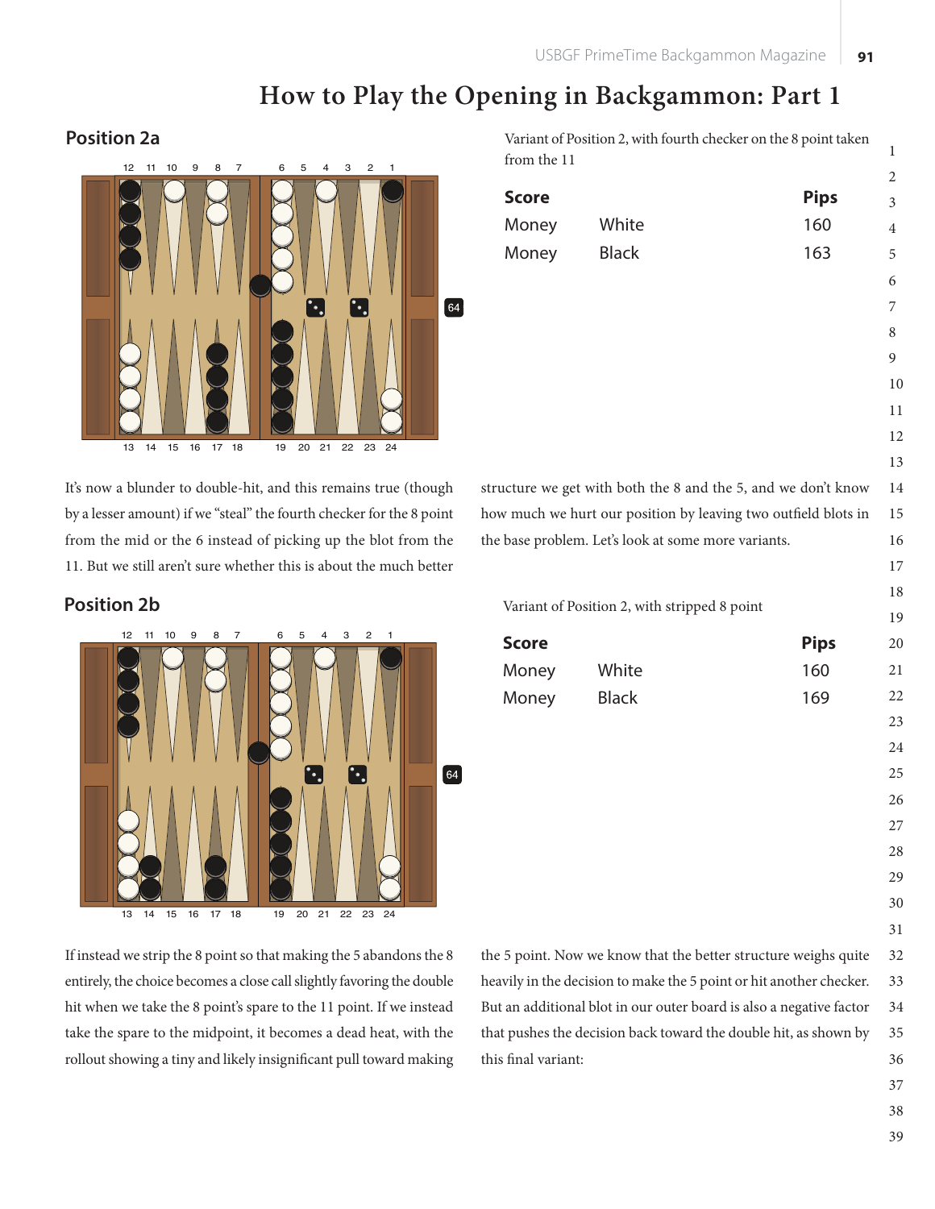# How to Play the Opening in Backgammon: Part 1

## Position 2a

Variant of Position 2, with fourth checker on the 8 point taken from the 11

| Score | | Pips |
|---|---|---|
| Money | White | 160 |
| Money | Black | 163 |

It's now a blunder to double-hit, and this remains true (though by a lesser amount) if we "steal" the fourth checker for the 8 point from the mid or the 6 instead of picking up the blot from the 11. But we still aren't sure whether this is about the much better structure we get with both the 8 and the 5, and we don't know how much we hurt our position by leaving two outfield blots in the base problem. Let's look at some more variants.

## Position 2b

Variant of Position 2, with stripped 8 point

| Score | | Pips |
|---|---|---|
| Money | White | 160 |
| Money | Black | 169 |

If instead we strip the 8 point so that making the 5 abandons the 8 entirely, the choice becomes a close call slightly favoring the double hit when we take the 8 point's spare to the 11 point. If we instead take the spare to the midpoint, it becomes a dead heat, with the rollout showing a tiny and likely insignificant pull toward making the 5 point. Now we know that the better structure weighs quite heavily in the decision to make the 5 point or hit another checker. But an additional blot in our outer board is also a negative factor that pushes the decision back toward the double hit, as shown by this final variant: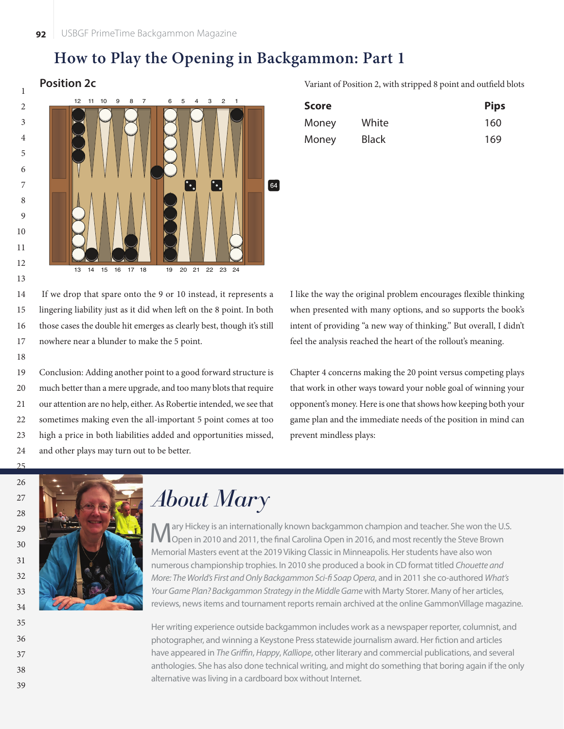# How to Play the Opening in Backgammon: Part 1

## Position 2c

Variant of Position 2, with stripped 8 point and outfield blots

| Score | | Pips |
|---|---|---|
| Money | White | 160 |
| Money | Black | 169 |

If we drop that spare onto the 9 or 10 instead, it represents a lingering liability just as it did when left on the 8 point. In both those cases the double hit emerges as clearly best, though it's still nowhere near a blunder to make the 5 point.

Conclusion: Adding another point to a good forward structure is much better than a mere upgrade, and too many blots that require our attention are no help, either. As Robertie intended, we see that sometimes making even the all-important 5 point comes at too high a price in both liabilities added and opportunities missed, and other plays may turn out to be better.

I like the way the original problem encourages flexible thinking when presented with many options, and so supports the book's intent of providing "a new way of thinking." But overall, I didn't feel the analysis reached the heart of the rollout's meaning.

Chapter 4 concerns making the 20 point versus competing plays that work in other ways toward your noble goal of winning your opponent's money. Here is one that shows how keeping both your game plan and the immediate needs of the position in mind can prevent mindless plays:

## About Mary

Mary Hickey is an internationally known backgammon champion and teacher. She won the U.S. Open in 2010 and 2011, the final Carolina Open in 2016, and most recently the Steve Brown Memorial Masters event at the 2019 Viking Classic in Minneapolis. Her students have also won numerous championship trophies. In 2010 she produced a book in CD format titled *Chouette and More: The World's First and Only Backgammon Sci-fi Soap Opera*, and in 2011 she co-authored *What's Your Game Plan? Backgammon Strategy in the Middle Game* with Marty Storer. Many of her articles, reviews, news items and tournament reports remain archived at the online GammonVillage magazine.

Her writing experience outside backgammon includes work as a newspaper reporter, columnist, and photographer, and winning a Keystone Press statewide journalism award. Her fiction and articles have appeared in *The Griffin*, *Happy*, *Kalliope*, other literary and commercial publications, and several anthologies. She has also done technical writing, and might do something that boring again if the only alternative was living in a cardboard box without Internet.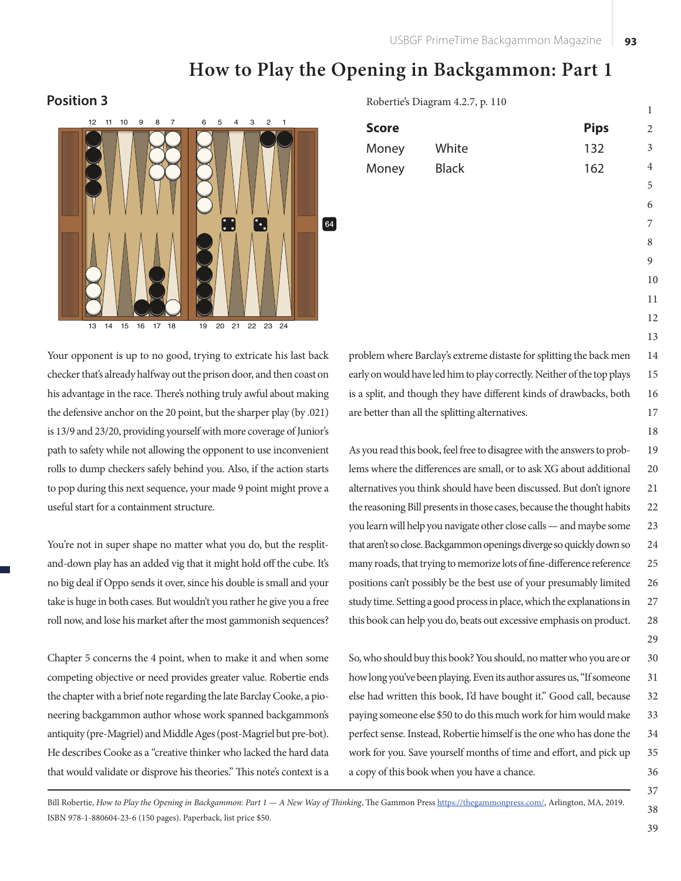# How to Play the Opening in Backgammon: Part 1

## Position 3

Robertie's Diagram 4.2.7, p. 110

| **Score** | | **Pips** |
|---|---|---|
| Money | White | 132 |
| Money | Black | 162 |

Your opponent is up to no good, trying to extricate his last back checker that's already halfway out the prison door, and then coast on his advantage in the race. There's nothing truly awful about making the defensive anchor on the 20 point, but the sharper play (by .021) is 13/9 and 23/20, providing yourself with more coverage of Junior's path to safety while not allowing the opponent to use inconvenient rolls to dump checkers safely behind you. Also, if the action starts to pop during this next sequence, your made 9 point might prove a useful start for a containment structure.

You're not in super shape no matter what you do, but the resplit-and-down play has an added vig that it might hold off the cube. It's no big deal if Oppo sends it over, since his double is small and your take is huge in both cases. But wouldn't you rather he give you a free roll now, and lose his market after the most gammonish sequences?

Chapter 5 concerns the 4 point, when to make it and when some competing objective or need provides greater value. Robertie ends the chapter with a brief note regarding the late Barclay Cooke, a pioneering backgammon author whose work spanned backgammon's antiquity (pre-Magriel) and Middle Ages (post-Magriel but pre-bot). He describes Cooke as a "creative thinker who lacked the hard data that would validate or disprove his theories." This note's context is a problem where Barclay's extreme distaste for splitting the back men early on would have led him to play correctly. Neither of the top plays is a split, and though they have different kinds of drawbacks, both are better than all the splitting alternatives.

As you read this book, feel free to disagree with the answers to problems where the differences are small, or to ask XG about additional alternatives you think should have been discussed. But don't ignore the reasoning Bill presents in those cases, because the thought habits you learn will help you navigate other close calls — and maybe some that aren't so close. Backgammon openings diverge so quickly down so many roads, that trying to memorize lots of fine-difference reference positions can't possibly be the best use of your presumably limited study time. Setting a good process in place, which the explanations in this book can help you do, beats out excessive emphasis on product.

So, who should buy this book? You should, no matter who you are or how long you've been playing. Even its author assures us, "If someone else had written this book, I'd have bought it." Good call, because paying someone else $50 to do this much work for him would make perfect sense. Instead, Robertie himself is the one who has done the work for you. Save yourself months of time and effort, and pick up a copy of this book when you have a chance.

---

Bill Robertie, *How to Play the Opening in Backgammon: Part 1 — A New Way of Thinking*, The Gammon Press https://thegammonpress.com/, Arlington, MA, 2019. ISBN 978-1-880604-23-6 (150 pages). Paperback, list price $50.